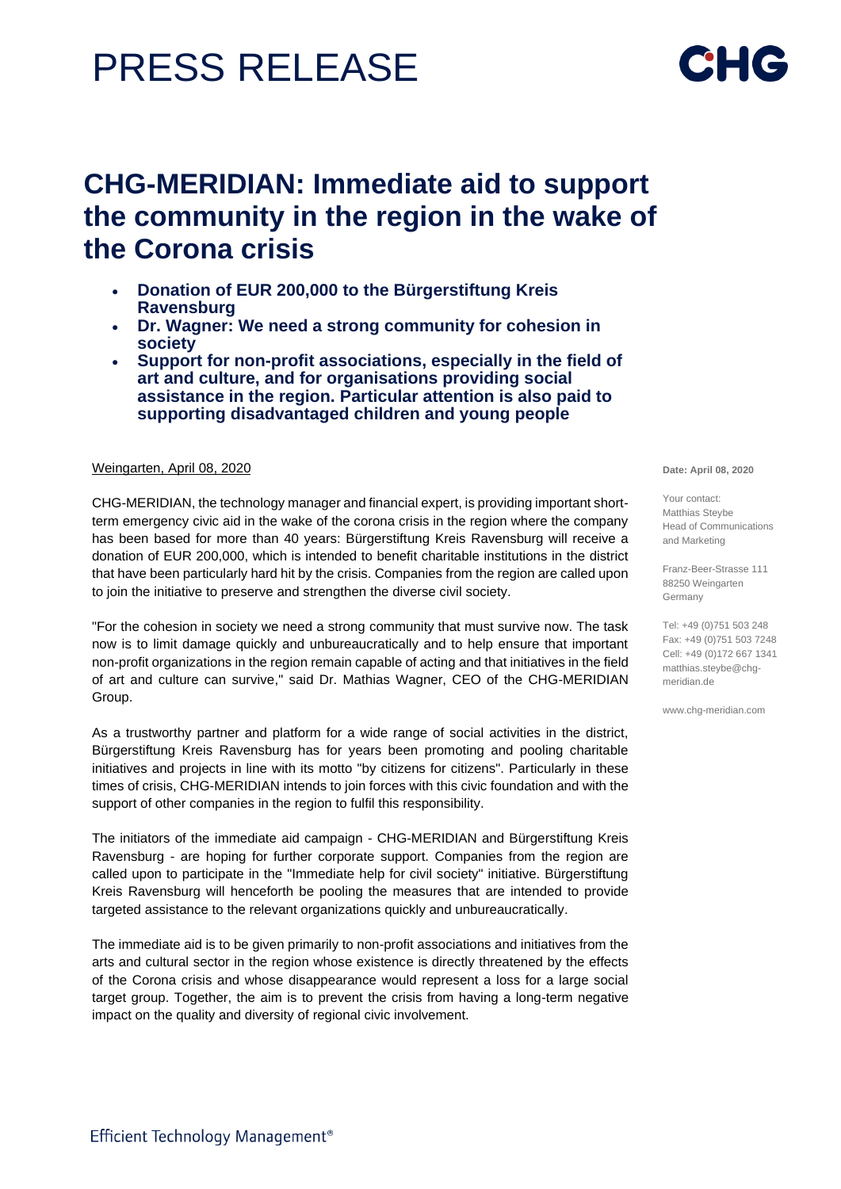# PRESS RELEASE

CHG

## CHG-MERIDIAN: Immediate aid to support the community in the region in the wake of the Corona crisis

- **Donation of EUR 200,000 to the Bürgerstiftung Kreis Ravensburg**
- **Dr. Wagner: We need a strong community for cohesion in society**
- **Support for non-profit associations, especially in the field of art and culture, and for organisations providing social assistance in the region. Particular attention is also paid to supporting disadvantaged children and young people**

Weingarten, April 08, 2020

CHG-MERIDIAN, the technology manager and financial expert, is providing important short-term emergency civic aid in the wake of the corona crisis in the region where the company has been based for more than 40 years: Bürgerstiftung Kreis Ravensburg will receive a donation of EUR 200,000, which is intended to benefit charitable institutions in the district that have been particularly hard hit by the crisis. Companies from the region are called upon to join the initiative to preserve and strengthen the diverse civil society.

"For the cohesion in society we need a strong community that must survive now. The task now is to limit damage quickly and unbureaucratically and to help ensure that important non-profit organizations in the region remain capable of acting and that initiatives in the field of art and culture can survive," said Dr. Mathias Wagner, CEO of the CHG-MERIDIAN Group.

As a trustworthy partner and platform for a wide range of social activities in the district, Bürgerstiftung Kreis Ravensburg has for years been promoting and pooling charitable initiatives and projects in line with its motto "by citizens for citizens". Particularly in these times of crisis, CHG-MERIDIAN intends to join forces with this civic foundation and with the support of other companies in the region to fulfil this responsibility.

The initiators of the immediate aid campaign - CHG-MERIDIAN and Bürgerstiftung Kreis Ravensburg - are hoping for further corporate support. Companies from the region are called upon to participate in the "Immediate help for civil society" initiative. Bürgerstiftung Kreis Ravensburg will henceforth be pooling the measures that are intended to provide targeted assistance to the relevant organizations quickly and unbureaucratically.

The immediate aid is to be given primarily to non-profit associations and initiatives from the arts and cultural sector in the region whose existence is directly threatened by the effects of the Corona crisis and whose disappearance would represent a loss for a large social target group. Together, the aim is to prevent the crisis from having a long-term negative impact on the quality and diversity of regional civic involvement.

**Date: April 08, 2020**

Your contact:
Matthias Steybe
Head of Communications and Marketing

Franz-Beer-Strasse 111
88250 Weingarten
Germany

Tel: +49 (0)751 503 248
Fax: +49 (0)751 503 7248
Cell: +49 (0)172 667 1341
matthias.steybe@chg-meridian.de

www.chg-meridian.com

Efficient Technology Management®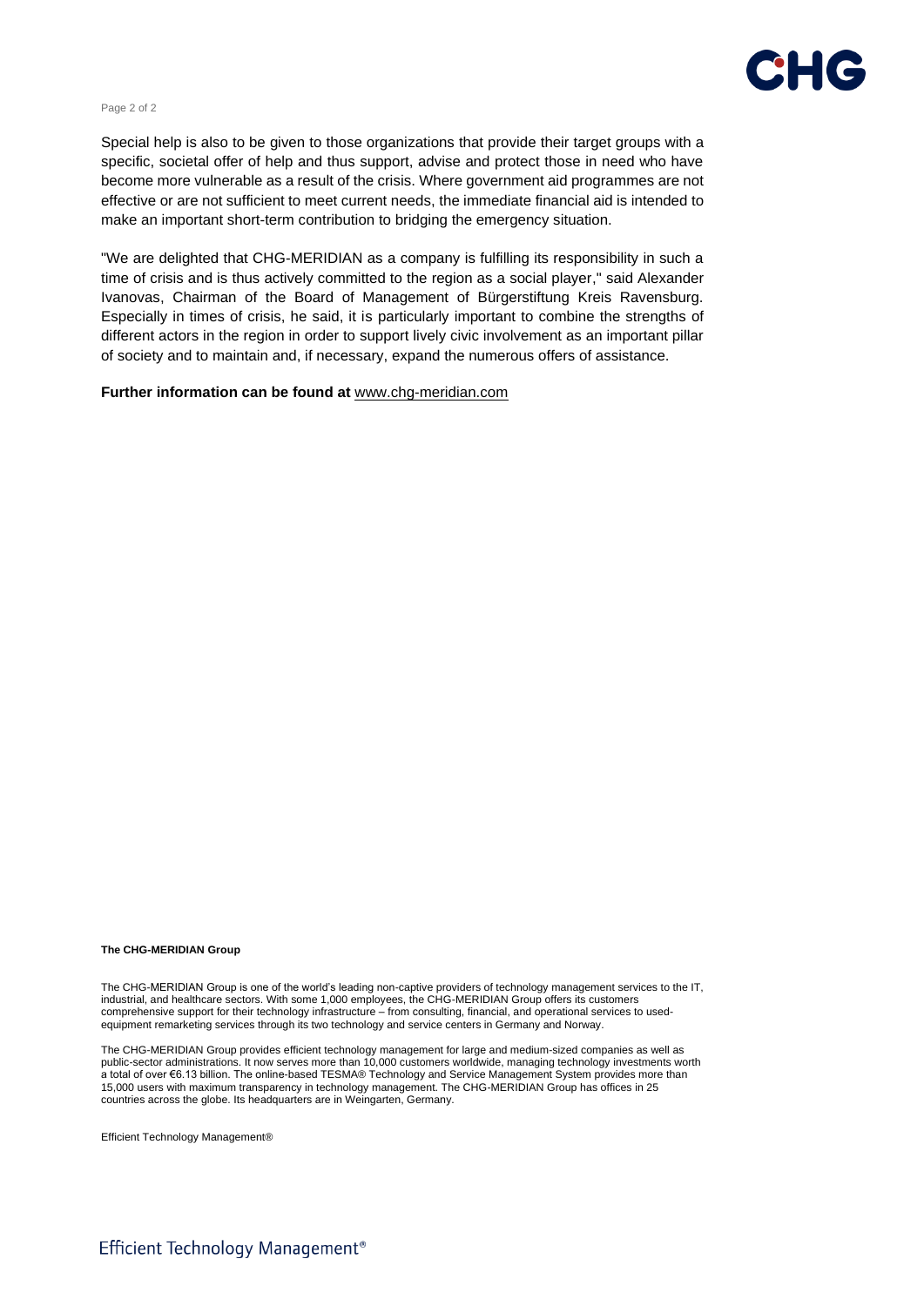Special help is also to be given to those organizations that provide their target groups with a specific, societal offer of help and thus support, advise and protect those in need who have become more vulnerable as a result of the crisis. Where government aid programmes are not effective or are not sufficient to meet current needs, the immediate financial aid is intended to make an important short-term contribution to bridging the emergency situation.

"We are delighted that CHG-MERIDIAN as a company is fulfilling its responsibility in such a time of crisis and is thus actively committed to the region as a social player," said Alexander Ivanovas, Chairman of the Board of Management of Bürgerstiftung Kreis Ravensburg. Especially in times of crisis, he said, it is particularly important to combine the strengths of different actors in the region in order to support lively civic involvement as an important pillar of society and to maintain and, if necessary, expand the numerous offers of assistance.

**Further information can be found at** www.chg-meridian.com

**The CHG-MERIDIAN Group**

The CHG-MERIDIAN Group is one of the world's leading non-captive providers of technology management services to the IT, industrial, and healthcare sectors. With some 1,000 employees, the CHG-MERIDIAN Group offers its customers comprehensive support for their technology infrastructure – from consulting, financial, and operational services to used-equipment remarketing services through its two technology and service centers in Germany and Norway.

The CHG-MERIDIAN Group provides efficient technology management for large and medium-sized companies as well as public-sector administrations. It now serves more than 10,000 customers worldwide, managing technology investments worth a total of over €6.13 billion. The online-based TESMA® Technology and Service Management System provides more than 15,000 users with maximum transparency in technology management. The CHG-MERIDIAN Group has offices in 25 countries across the globe. Its headquarters are in Weingarten, Germany.

Efficient Technology Management®